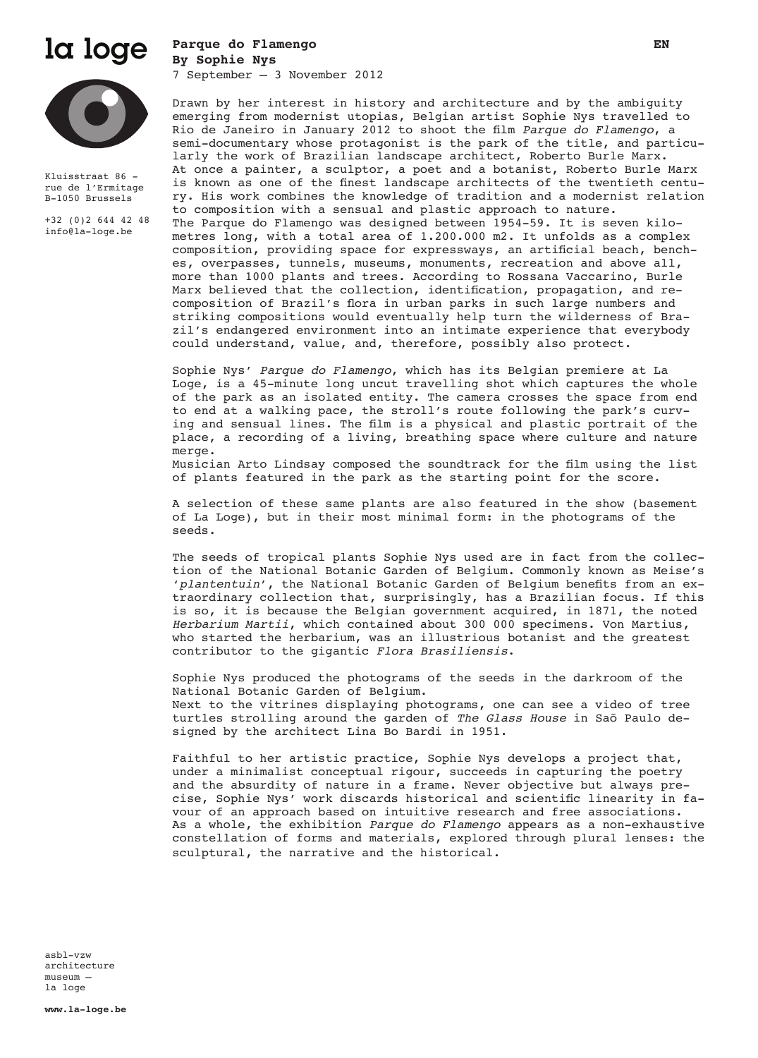la loge

Kluisstraat 86 -
rue de l'Ermitage
B-1050 Brussels

+32 (0)2 644 42 48
info@la-loge.be

**Parque do Flamengo**
**By Sophie Nys**
7 September – 3 November 2012

EN

Drawn by her interest in history and architecture and by the ambiguity emerging from modernist utopias, Belgian artist Sophie Nys travelled to Rio de Janeiro in January 2012 to shoot the film *Parque do Flamengo*, a semi-documentary whose protagonist is the park of the title, and particularly the work of Brazilian landscape architect, Roberto Burle Marx. At once a painter, a sculptor, a poet and a botanist, Roberto Burle Marx is known as one of the finest landscape architects of the twentieth century. His work combines the knowledge of tradition and a modernist relation to composition with a sensual and plastic approach to nature.
The Parque do Flamengo was designed between 1954-59. It is seven kilometres long, with a total area of 1.200.000 m2. It unfolds as a complex composition, providing space for expressways, an artificial beach, benches, overpasses, tunnels, museums, monuments, recreation and above all, more than 1000 plants and trees. According to Rossana Vaccarino, Burle Marx believed that the collection, identification, propagation, and recomposition of Brazil's flora in urban parks in such large numbers and striking compositions would eventually help turn the wilderness of Brazil's endangered environment into an intimate experience that everybody could understand, value, and, therefore, possibly also protect.

Sophie Nys' *Parque do Flamengo*, which has its Belgian premiere at La Loge, is a 45-minute long uncut travelling shot which captures the whole of the park as an isolated entity. The camera crosses the space from end to end at a walking pace, the stroll's route following the park's curving and sensual lines. The film is a physical and plastic portrait of the place, a recording of a living, breathing space where culture and nature merge.
Musician Arto Lindsay composed the soundtrack for the film using the list of plants featured in the park as the starting point for the score.

A selection of these same plants are also featured in the show (basement of La Loge), but in their most minimal form: in the photograms of the seeds.

The seeds of tropical plants Sophie Nys used are in fact from the collection of the National Botanic Garden of Belgium. Commonly known as Meise's '*plantentuin*', the National Botanic Garden of Belgium benefits from an extraordinary collection that, surprisingly, has a Brazilian focus. If this is so, it is because the Belgian government acquired, in 1871, the noted *Herbarium Martii*, which contained about 300 000 specimens. Von Martius, who started the herbarium, was an illustrious botanist and the greatest contributor to the gigantic *Flora Brasiliensis*.

Sophie Nys produced the photograms of the seeds in the darkroom of the National Botanic Garden of Belgium.
Next to the vitrines displaying photograms, one can see a video of tree turtles strolling around the garden of *The Glass House* in Saõ Paulo designed by the architect Lina Bo Bardi in 1951.

Faithful to her artistic practice, Sophie Nys develops a project that, under a minimalist conceptual rigour, succeeds in capturing the poetry and the absurdity of nature in a frame. Never objective but always precise, Sophie Nys' work discards historical and scientific linearity in favour of an approach based on intuitive research and free associations.
As a whole, the exhibition *Parque do Flamengo* appears as a non-exhaustive constellation of forms and materials, explored through plural lenses: the sculptural, the narrative and the historical.

asbl-vzw
architecture
museum –
la loge

**www.la-loge.be**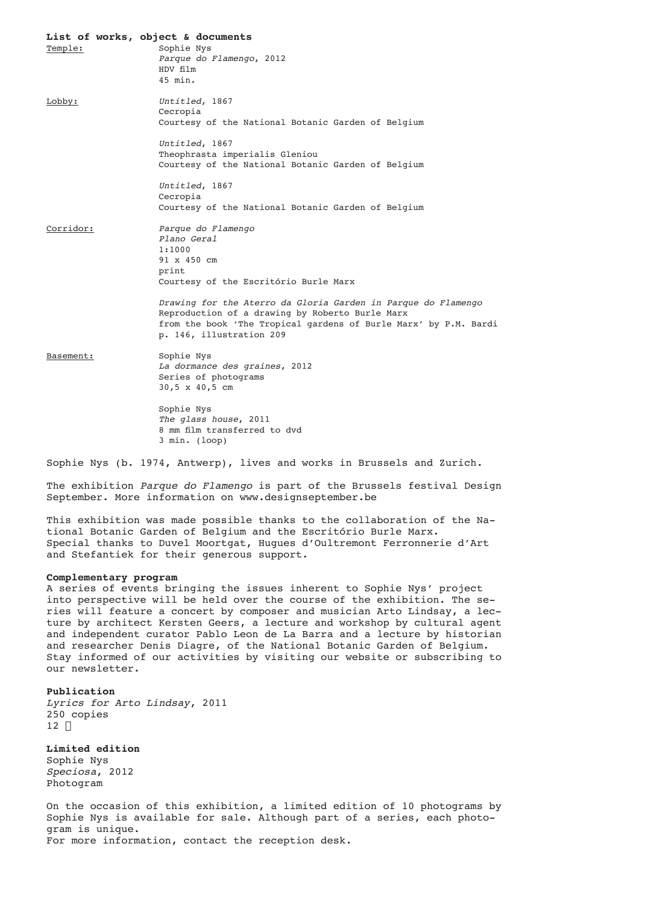**List of works, object & documents**

Temple:
Sophie Nys
*Parque do Flamengo*, 2012
HDV film
45 min.

Lobby:
*Untitled*, 1867
Cecropia
Courtesy of the National Botanic Garden of Belgium

*Untitled*, 1867
Theophrasta imperialis Gleniou
Courtesy of the National Botanic Garden of Belgium

*Untitled*, 1867
Cecropia
Courtesy of the National Botanic Garden of Belgium

Corridor:
*Parque do Flamengo*
*Plano Geral*
1:1000
91 x 450 cm
print
Courtesy of the Escritório Burle Marx

*Drawing for the Aterro da Gloria Garden in Parque do Flamengo*
Reproduction of a drawing by Roberto Burle Marx
from the book 'The Tropical gardens of Burle Marx' by P.M. Bardi
p. 146, illustration 209

Basement:
Sophie Nys
*La dormance des graines*, 2012
Series of photograms
30,5 x 40,5 cm

Sophie Nys
*The glass house*, 2011
8 mm film transferred to dvd
3 min. (loop)

Sophie Nys (b. 1974, Antwerp), lives and works in Brussels and Zurich.

The exhibition *Parque do Flamengo* is part of the Brussels festival Design September. More information on www.designseptember.be

This exhibition was made possible thanks to the collaboration of the National Botanic Garden of Belgium and the Escritório Burle Marx. Special thanks to Duvel Moortgat, Hugues d'Oultremont Ferronnerie d'Art and Stefantiek for their generous support.

**Complementary program**
A series of events bringing the issues inherent to Sophie Nys' project into perspective will be held over the course of the exhibition. The series will feature a concert by composer and musician Arto Lindsay, a lecture by architect Kersten Geers, a lecture and workshop by cultural agent and independent curator Pablo Leon de La Barra and a lecture by historian and researcher Denis Diagre, of the National Botanic Garden of Belgium. Stay informed of our activities by visiting our website or subscribing to our newsletter.

**Publication**
*Lyrics for Arto Lindsay*, 2011
250 copies
12 €

**Limited edition**
Sophie Nys
*Speciosa*, 2012
Photogram

On the occasion of this exhibition, a limited edition of 10 photograms by Sophie Nys is available for sale. Although part of a series, each photogram is unique.
For more information, contact the reception desk.